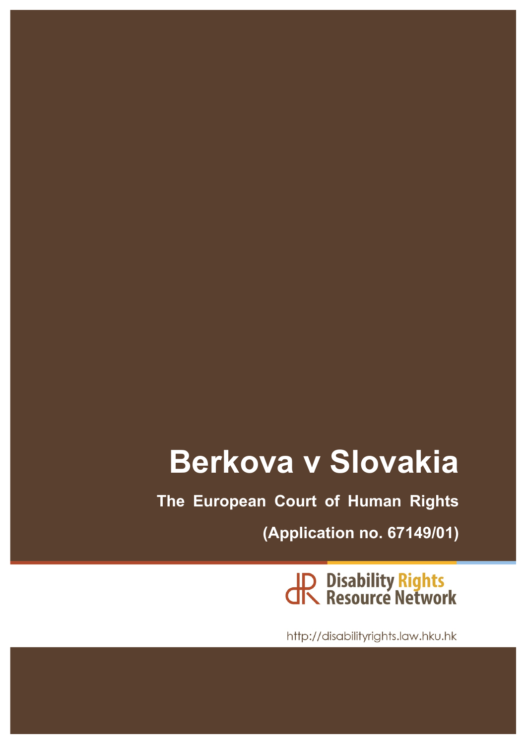# Berkova v Slovakia

**The European Court of Human Rights**

**(Application no. 67149/01)**

Disability Rights Resource Network

http://disabilityrights.law.hku.hk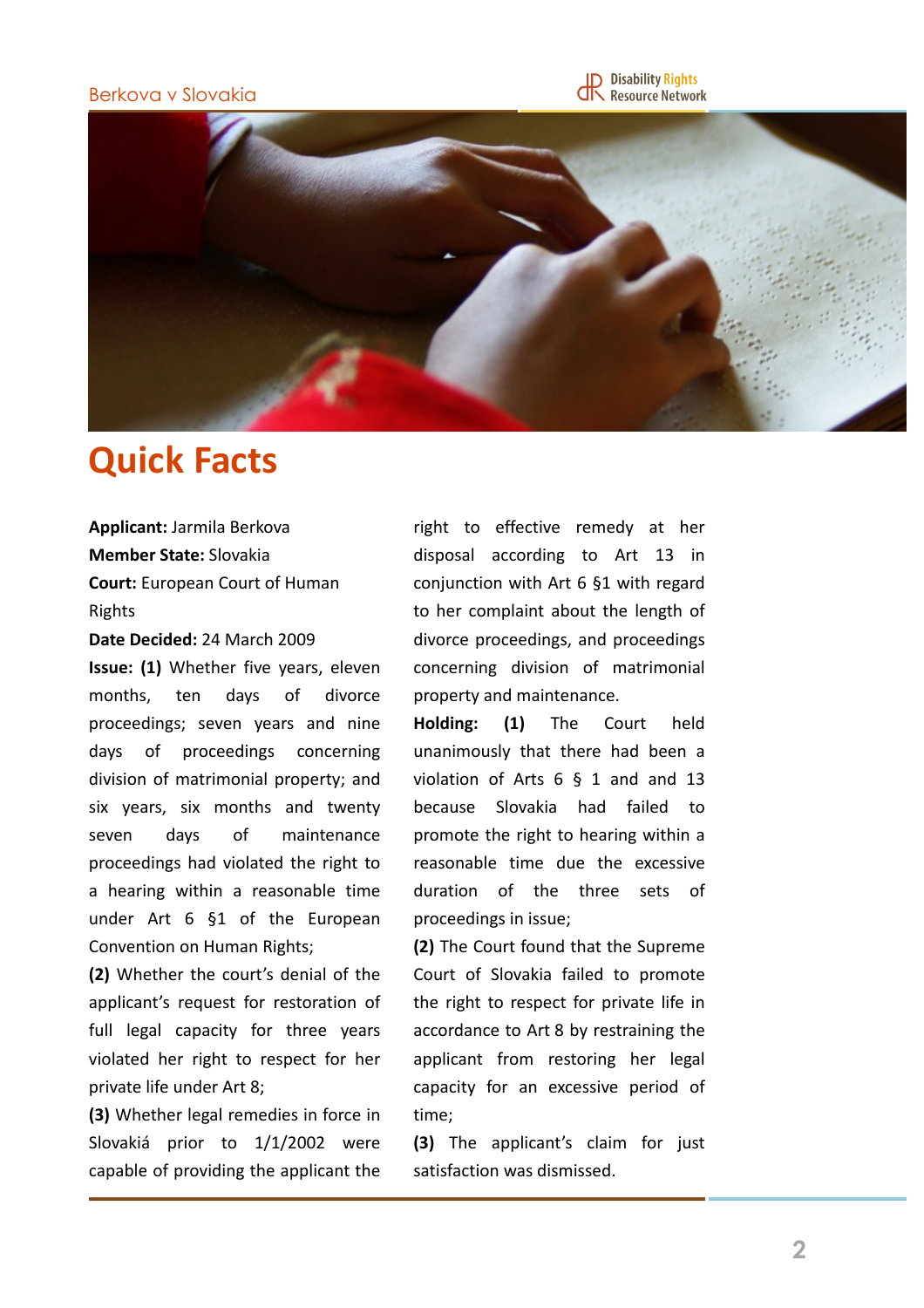# Quick Facts

**Applicant:** Jarmila Berkova
**Member State:** Slovakia
**Court:** European Court of Human Rights
**Date Decided:** 24 March 2009

**Issue:** **(1)** Whether five years, eleven months, ten days of divorce proceedings; seven years and nine days of proceedings concerning division of matrimonial property; and six years, six months and twenty seven days of maintenance proceedings had violated the right to a hearing within a reasonable time under Art 6 §1 of the European Convention on Human Rights;

**(2)** Whether the court's denial of the applicant's request for restoration of full legal capacity for three years violated her right to respect for her private life under Art 8;

**(3)** Whether legal remedies in force in Slovakiá prior to 1/1/2002 were capable of providing the applicant the right to effective remedy at her disposal according to Art 13 in conjunction with Art 6 §1 with regard to her complaint about the length of divorce proceedings, and proceedings concerning division of matrimonial property and maintenance.

**Holding:** **(1)** The Court held unanimously that there had been a violation of Arts 6 § 1 and and 13 because Slovakia had failed to promote the right to hearing within a reasonable time due the excessive duration of the three sets of proceedings in issue;

**(2)** The Court found that the Supreme Court of Slovakia failed to promote the right to respect for private life in accordance to Art 8 by restraining the applicant from restoring her legal capacity for an excessive period of time;

**(3)** The applicant's claim for just satisfaction was dismissed.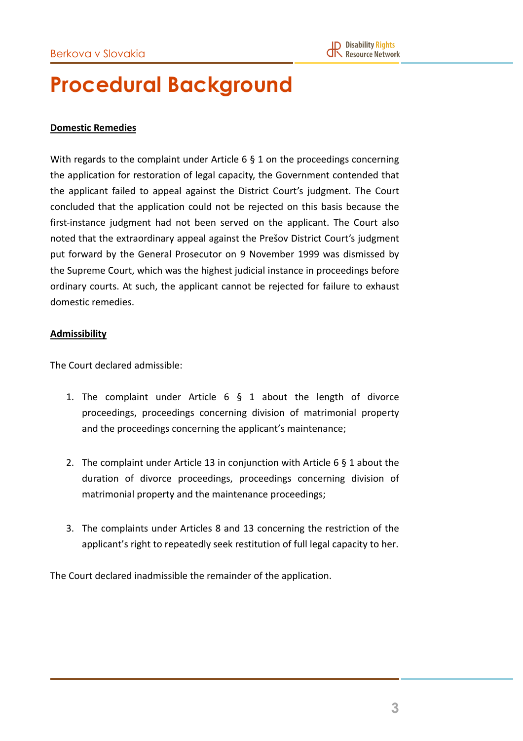# Procedural Background

**Domestic Remedies**

With regards to the complaint under Article 6 § 1 on the proceedings concerning the application for restoration of legal capacity, the Government contended that the applicant failed to appeal against the District Court's judgment. The Court concluded that the application could not be rejected on this basis because the first-instance judgment had not been served on the applicant. The Court also noted that the extraordinary appeal against the Prešov District Court's judgment put forward by the General Prosecutor on 9 November 1999 was dismissed by the Supreme Court, which was the highest judicial instance in proceedings before ordinary courts. At such, the applicant cannot be rejected for failure to exhaust domestic remedies.

**Admissibility**

The Court declared admissible:

1. The complaint under Article 6 § 1 about the length of divorce proceedings, proceedings concerning division of matrimonial property and the proceedings concerning the applicant's maintenance;

2. The complaint under Article 13 in conjunction with Article 6 § 1 about the duration of divorce proceedings, proceedings concerning division of matrimonial property and the maintenance proceedings;

3. The complaints under Articles 8 and 13 concerning the restriction of the applicant's right to repeatedly seek restitution of full legal capacity to her.

The Court declared inadmissible the remainder of the application.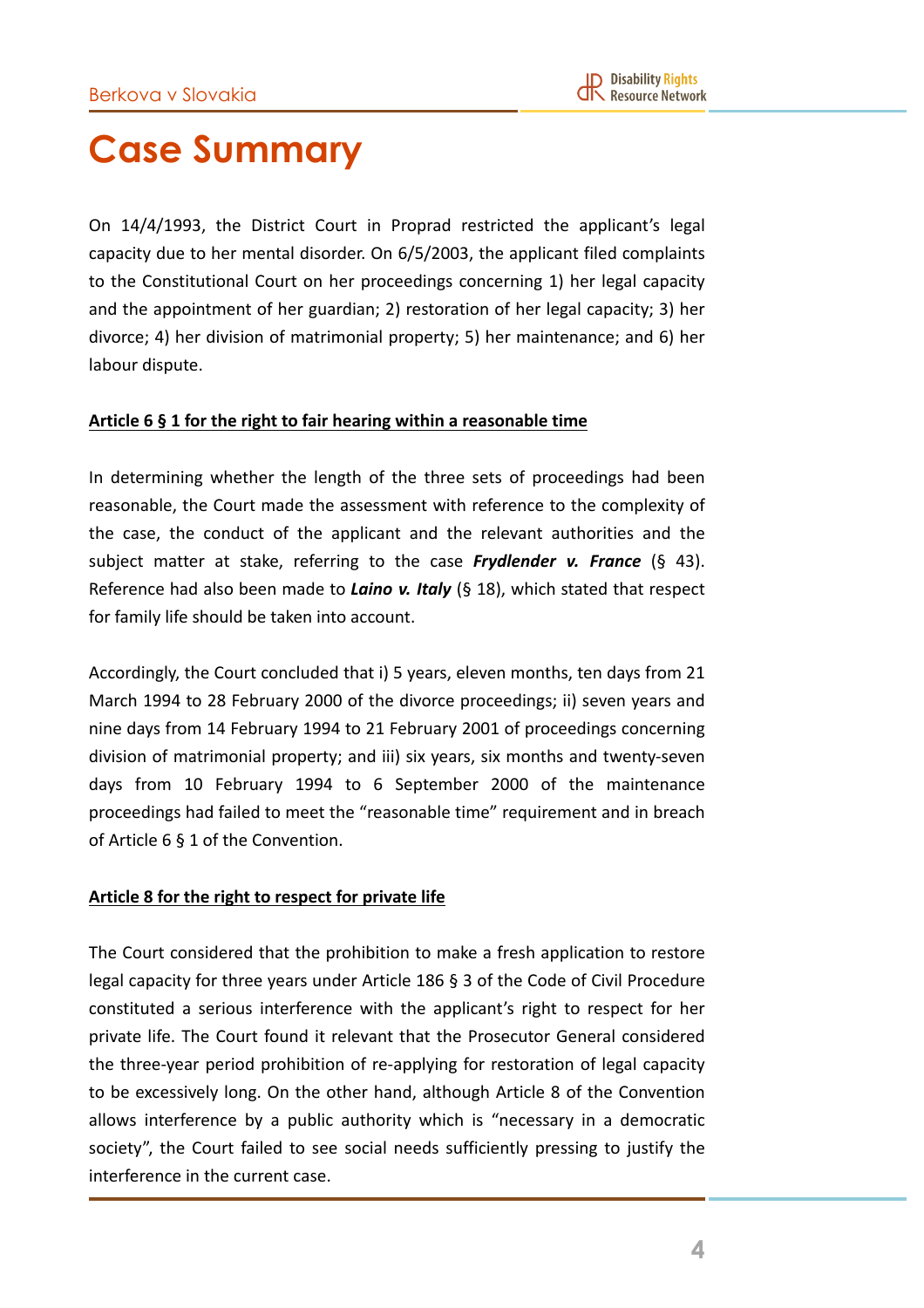# Case Summary

On 14/4/1993, the District Court in Proprad restricted the applicant's legal capacity due to her mental disorder. On 6/5/2003, the applicant filed complaints to the Constitutional Court on her proceedings concerning 1) her legal capacity and the appointment of her guardian; 2) restoration of her legal capacity; 3) her divorce; 4) her division of matrimonial property; 5) her maintenance; and 6) her labour dispute.

**Article 6 § 1 for the right to fair hearing within a reasonable time**

In determining whether the length of the three sets of proceedings had been reasonable, the Court made the assessment with reference to the complexity of the case, the conduct of the applicant and the relevant authorities and the subject matter at stake, referring to the case ***Frydlender v. France*** (§ 43). Reference had also been made to ***Laino v. Italy*** (§ 18), which stated that respect for family life should be taken into account.

Accordingly, the Court concluded that i) 5 years, eleven months, ten days from 21 March 1994 to 28 February 2000 of the divorce proceedings; ii) seven years and nine days from 14 February 1994 to 21 February 2001 of proceedings concerning division of matrimonial property; and iii) six years, six months and twenty-seven days from 10 February 1994 to 6 September 2000 of the maintenance proceedings had failed to meet the "reasonable time" requirement and in breach of Article 6 § 1 of the Convention.

**Article 8 for the right to respect for private life**

The Court considered that the prohibition to make a fresh application to restore legal capacity for three years under Article 186 § 3 of the Code of Civil Procedure constituted a serious interference with the applicant's right to respect for her private life. The Court found it relevant that the Prosecutor General considered the three-year period prohibition of re-applying for restoration of legal capacity to be excessively long. On the other hand, although Article 8 of the Convention allows interference by a public authority which is "necessary in a democratic society", the Court failed to see social needs sufficiently pressing to justify the interference in the current case.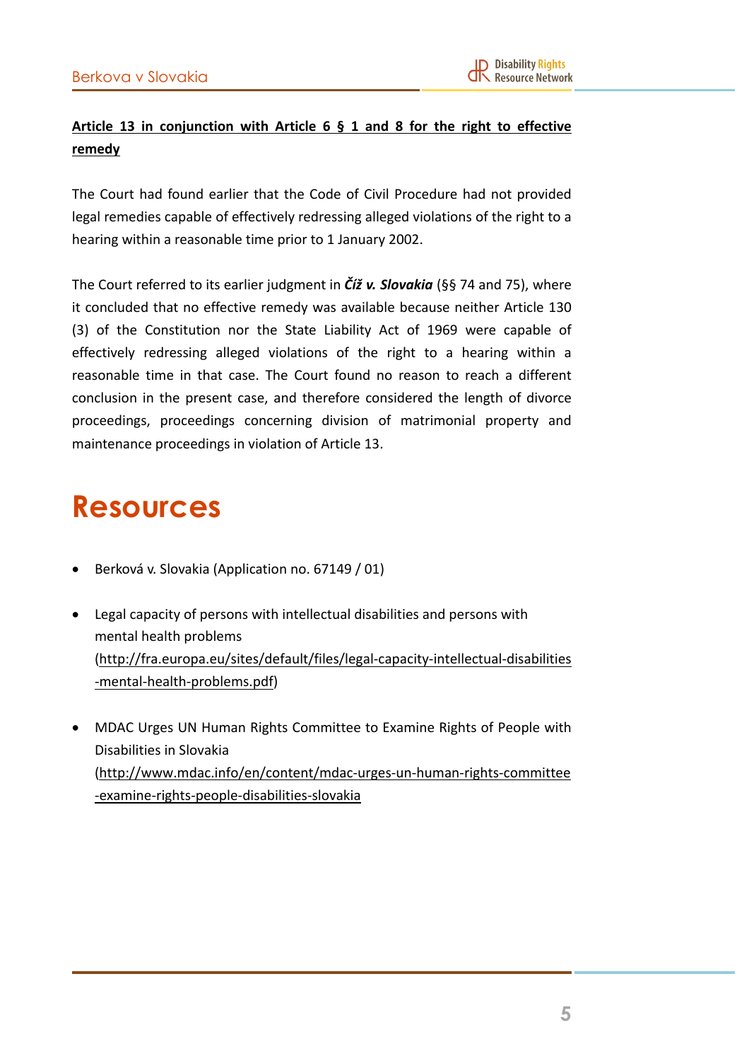**Article 13 in conjunction with Article 6 § 1 and 8 for the right to effective remedy**

The Court had found earlier that the Code of Civil Procedure had not provided legal remedies capable of effectively redressing alleged violations of the right to a hearing within a reasonable time prior to 1 January 2002.

The Court referred to its earlier judgment in ***Číž v. Slovakia*** (§§ 74 and 75), where it concluded that no effective remedy was available because neither Article 130 (3) of the Constitution nor the State Liability Act of 1969 were capable of effectively redressing alleged violations of the right to a hearing within a reasonable time in that case. The Court found no reason to reach a different conclusion in the present case, and therefore considered the length of divorce proceedings, proceedings concerning division of matrimonial property and maintenance proceedings in violation of Article 13.

# Resources

- Berková v. Slovakia (Application no. 67149 / 01)
- Legal capacity of persons with intellectual disabilities and persons with mental health problems (http://fra.europa.eu/sites/default/files/legal-capacity-intellectual-disabilities-mental-health-problems.pdf)
- MDAC Urges UN Human Rights Committee to Examine Rights of People with Disabilities in Slovakia (http://www.mdac.info/en/content/mdac-urges-un-human-rights-committee-examine-rights-people-disabilities-slovakia